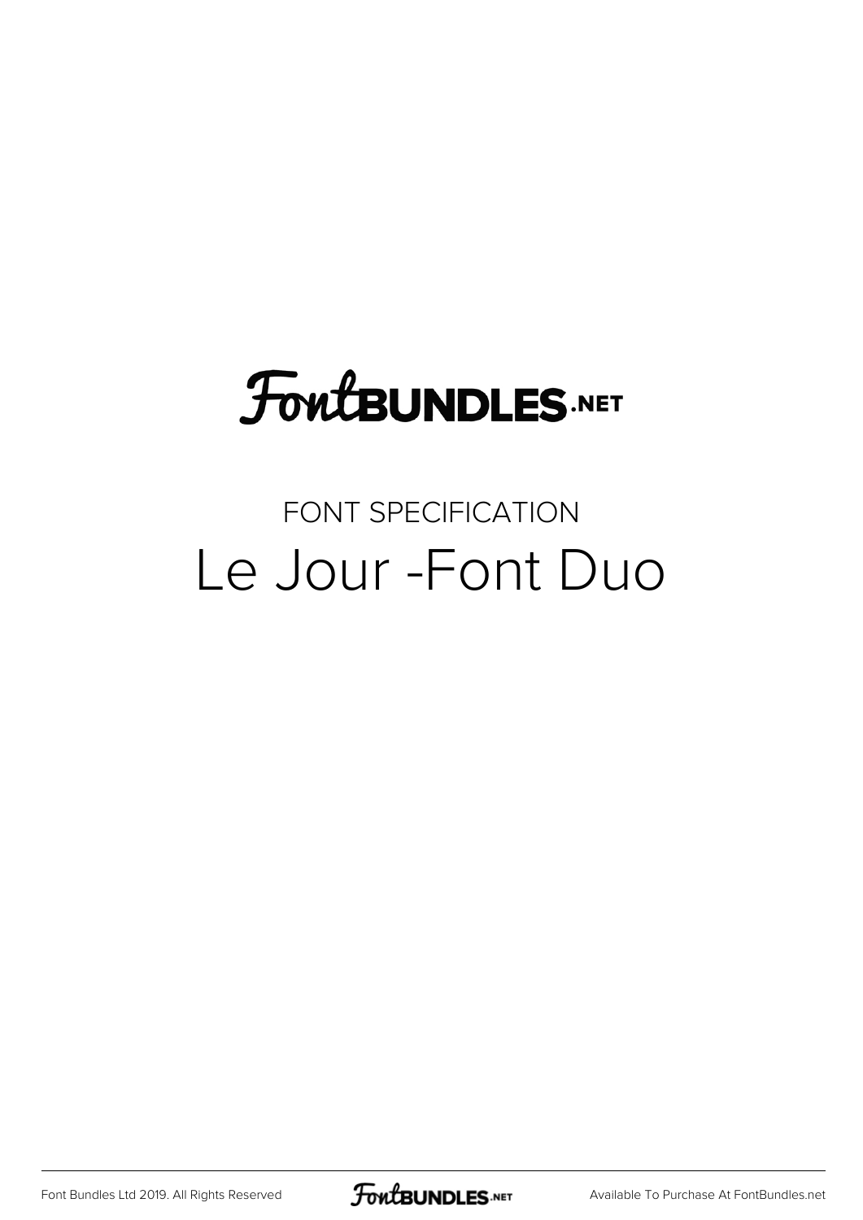FontBundles.net

FONT SPECIFICATION

# Le Jour -Font Duo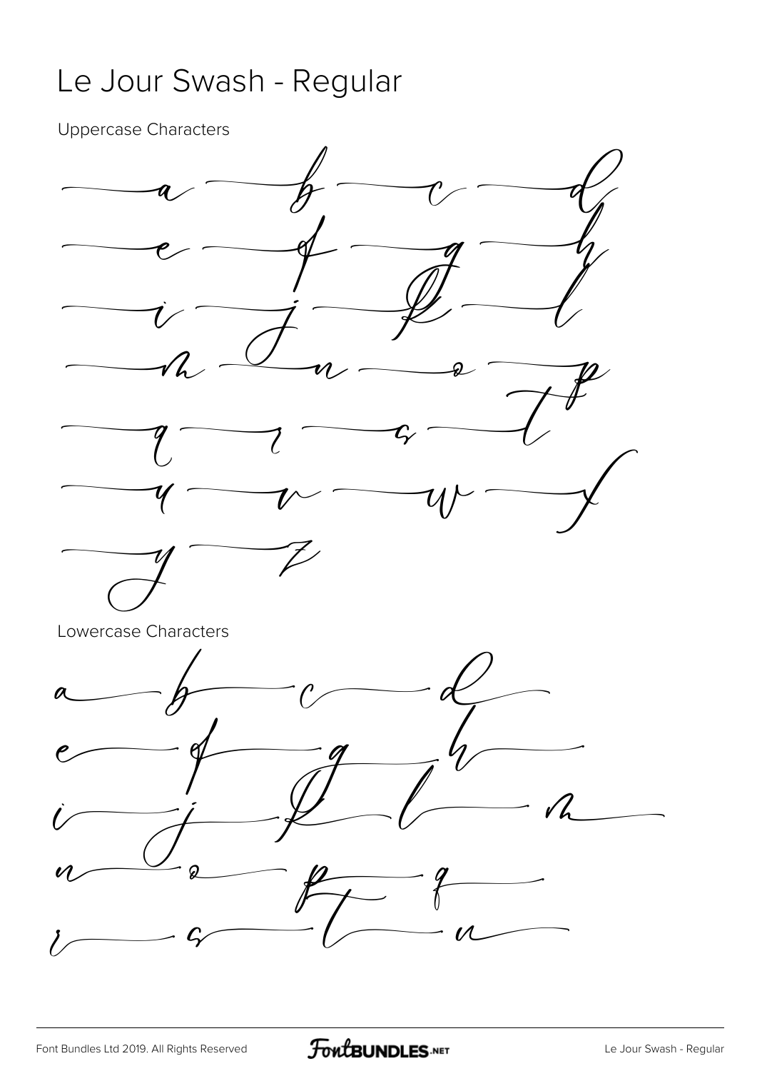# Le Jour Swash - Regular

Uppercase Characters

a b c d
e f g h
i j k l
m n o p
q r s t
u v w x
y z

Lowercase Characters

a b c d
e f g h
i j k l m
n o p q
r s t u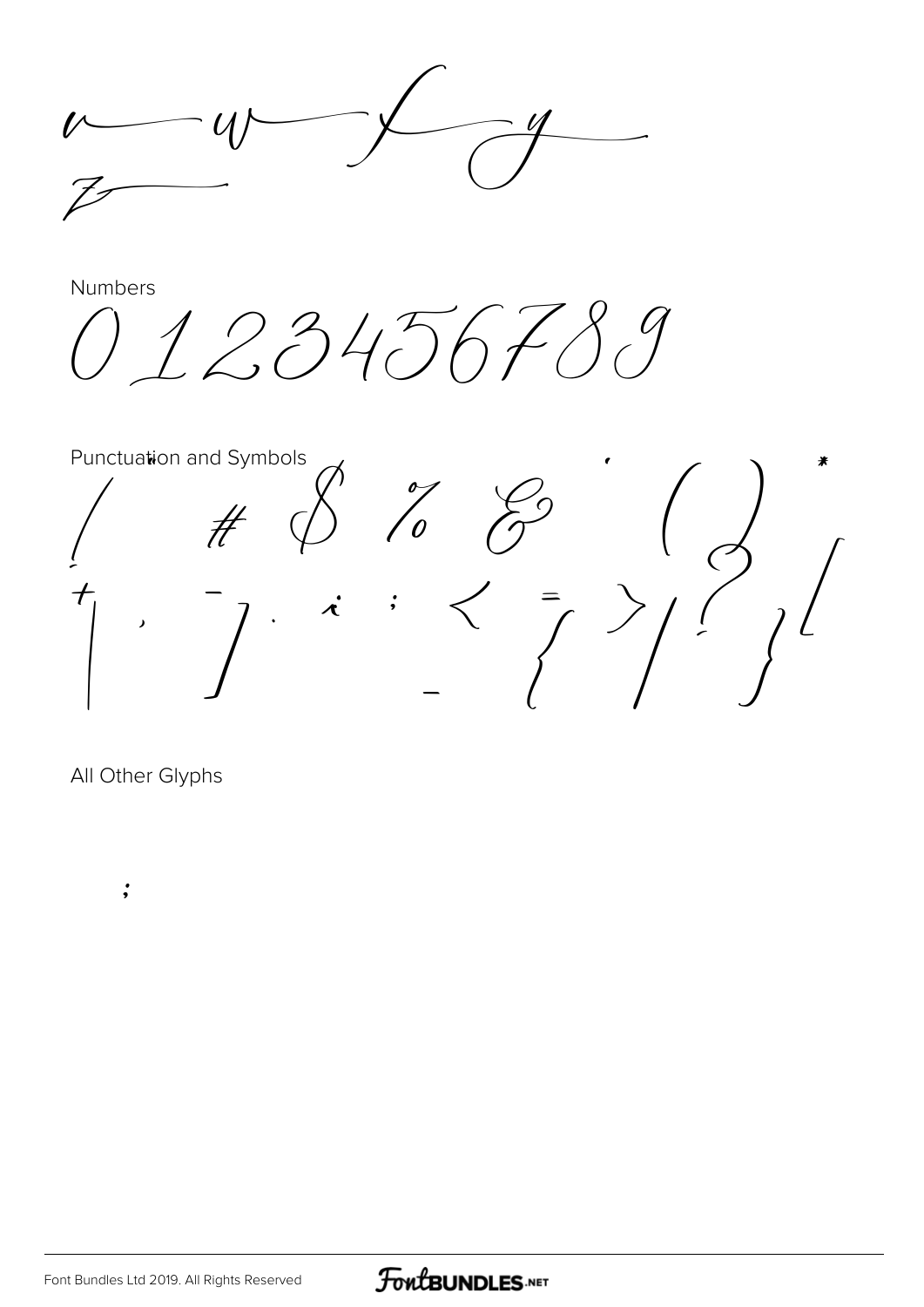v w x y
z

Numbers

0 1 2 3 4 5 6 7 8 9

Punctuation and Symbols

! " # $ % & ' ( ) *
+ , - . / : ; < = > ? [ ] _ { | }

All Other Glyphs

;

Font Bundles Ltd 2019. All Rights Reserved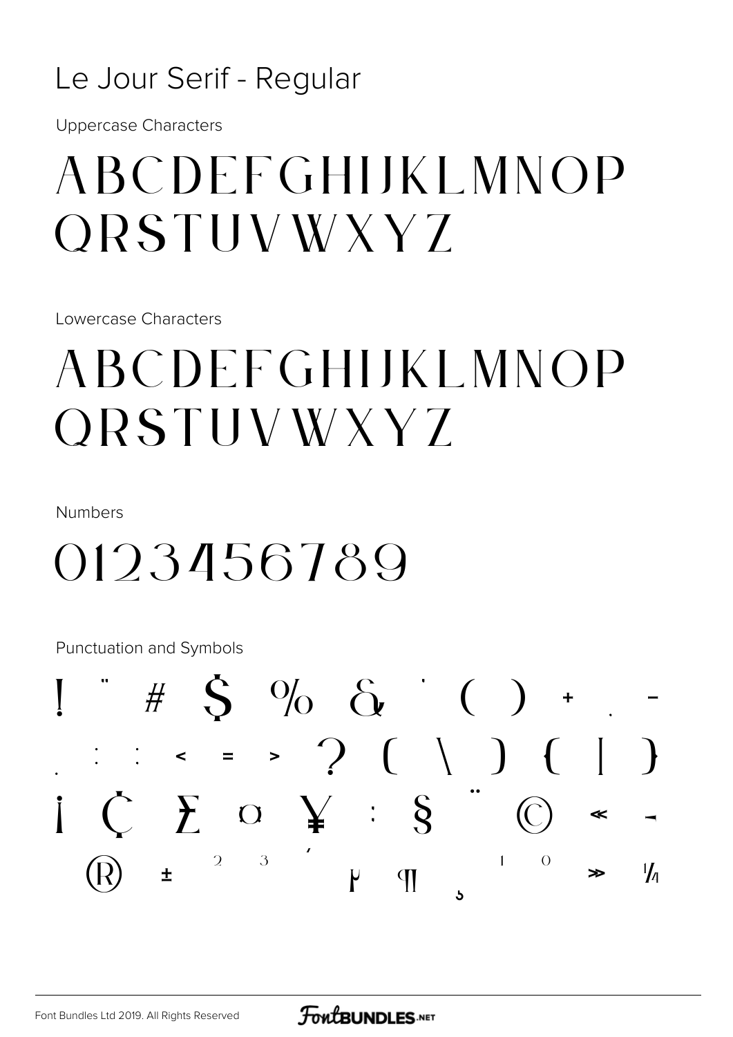# Le Jour Serif - Regular

Uppercase Characters

ABCDEFGHIJKLMNOP
QRSTUVWXYZ

Lowercase Characters

ABCDEFGHIJKLMNOP
QRSTUVWXYZ

Numbers

0123456789

Punctuation and Symbols

! " # $ % & ' ( ) + , -
. : ; < = > ? [ \ ] { | }
¡ ¢ £ ¤ ¥ ¦ § ¨ © « ¬
® ± ² ³ ´ µ ¶ ¸ ¹ º » ¼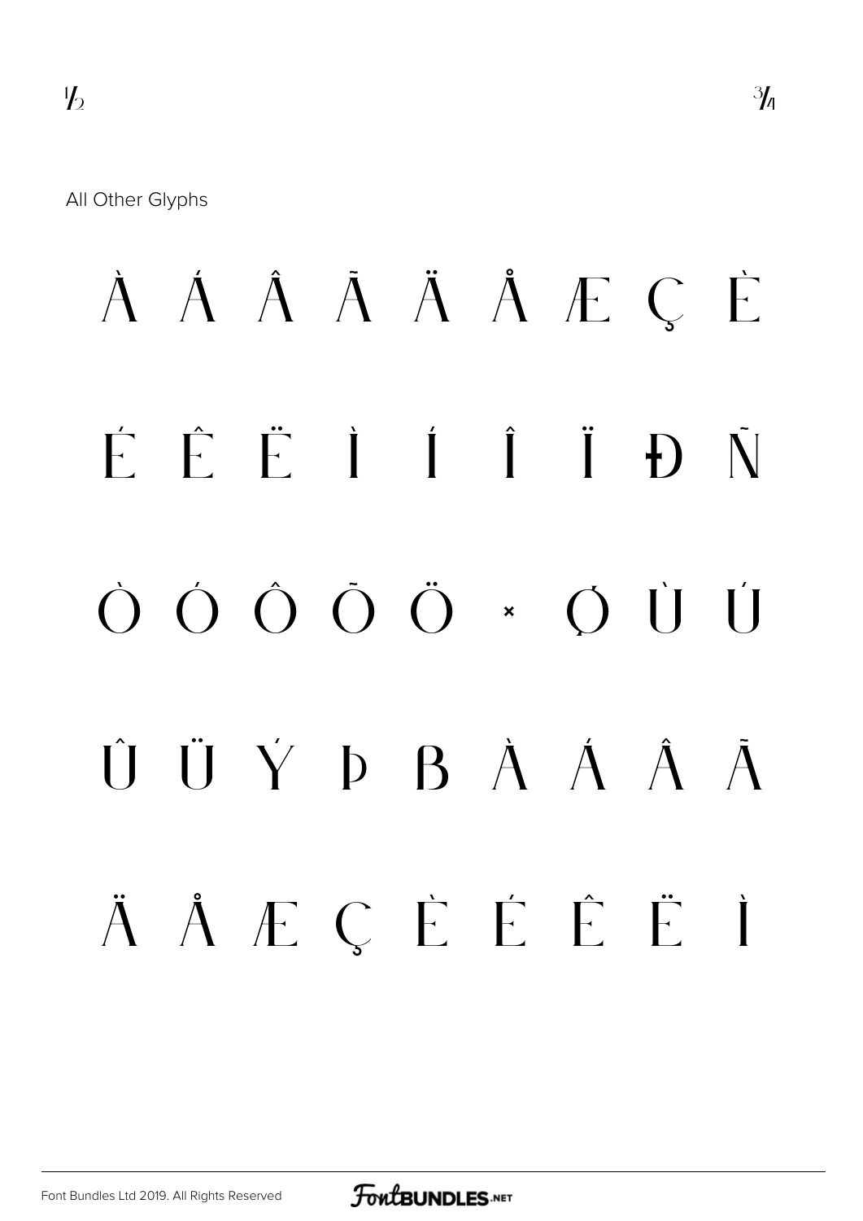½ ¾

All Other Glyphs

À Á Â Ã Ä Å Æ Ç È

É Ê Ë Ì Í Î Ï Ð Ñ

Ò Ó Ô Õ Ö × Ø Ù Ú

Û Ü Ý Þ ß à á â ã

ä å æ ç è é ê ë ì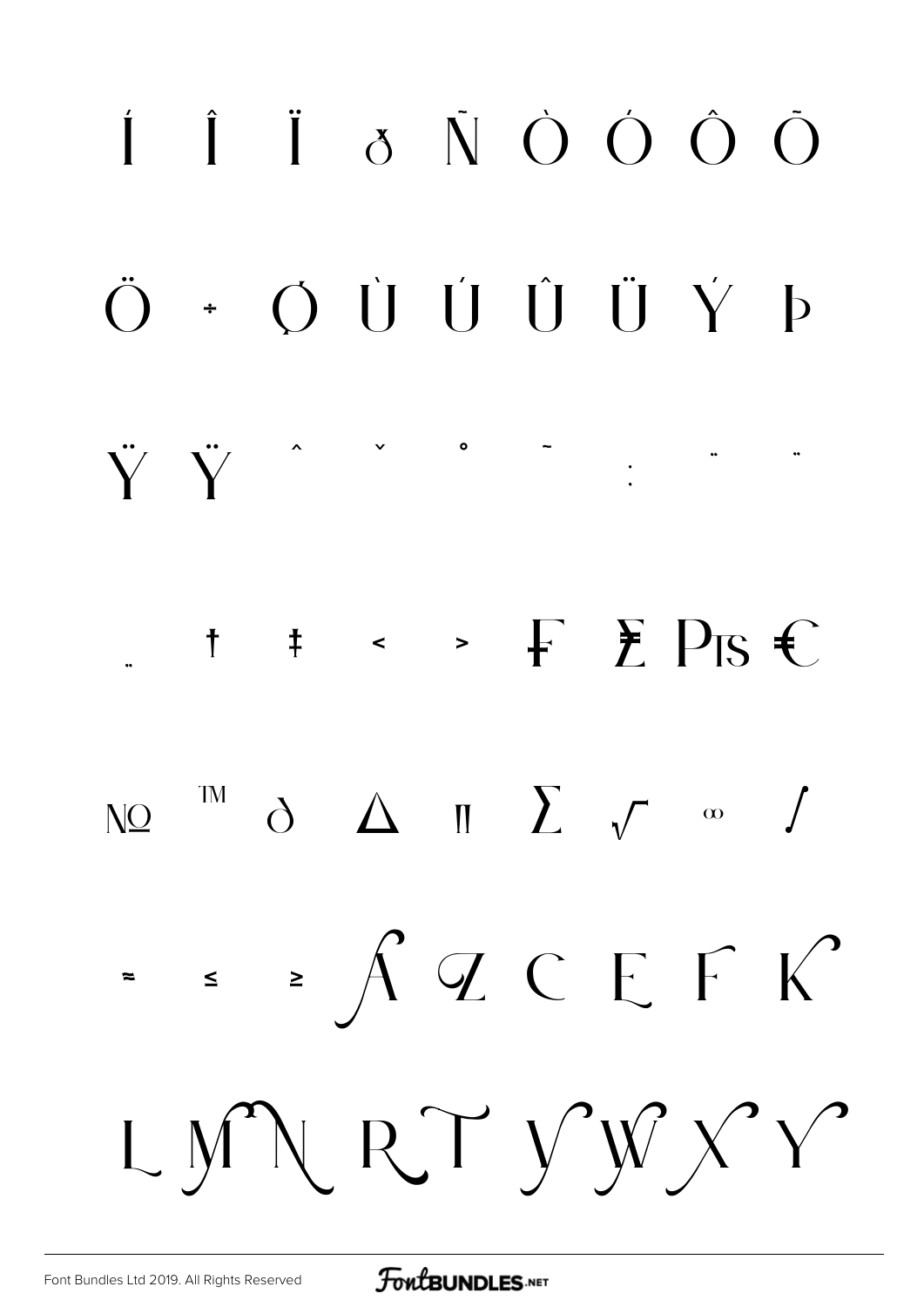Í Î Ï ð Ñ Ò Ó Ô Õ

Ö ÷ Ǫ Ù Ú Û Ü Ý Þ

Ÿ Ÿ ˆ ˇ ˚ ˜ ꞉ ¨ ¨

¨ † ‡ ‹ › ₣ Ƶ ₧ €

№ ™ ∂ ∆ ∏ ∑ √ ∞ ∫

≈ ≤ ≥ A Z C E F K

L M N R T V W X Y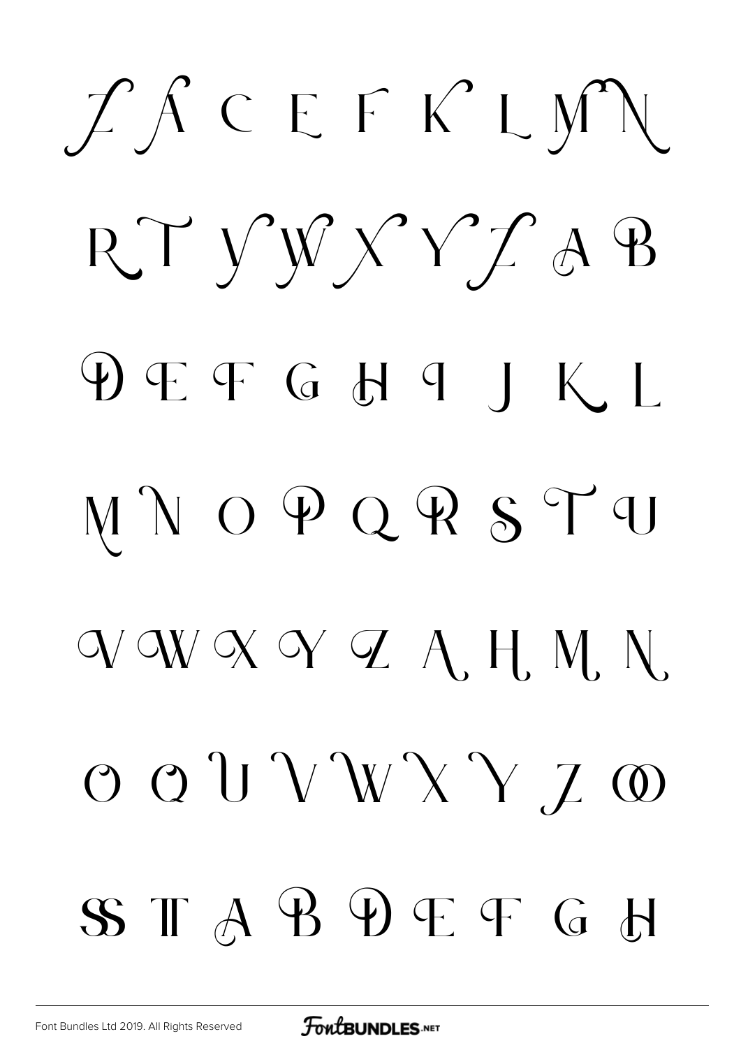Z A C E F K L M N

R T Y W X Y Z A B

D E F G H I J K L

M N O P Q R S T U

V W X Y Z A H M N

O Q U V W X Y Z Œ

SS TT A B D E F G H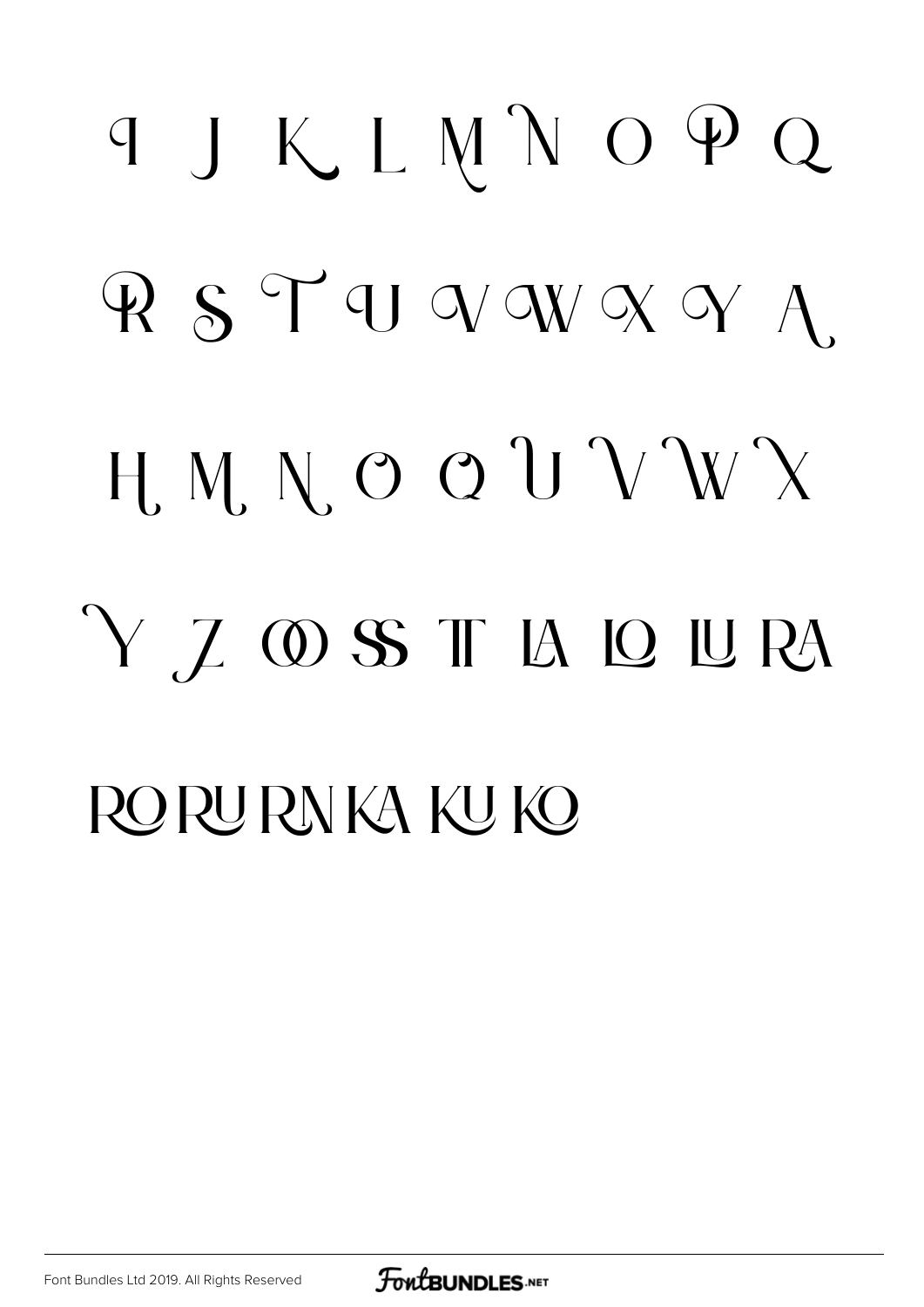I J K L M N O P Q

R S T U V W X Y A

H M N O Q U V W X

Y Z OO SS TT LA LO LU RA

RO RU RN KA KU KO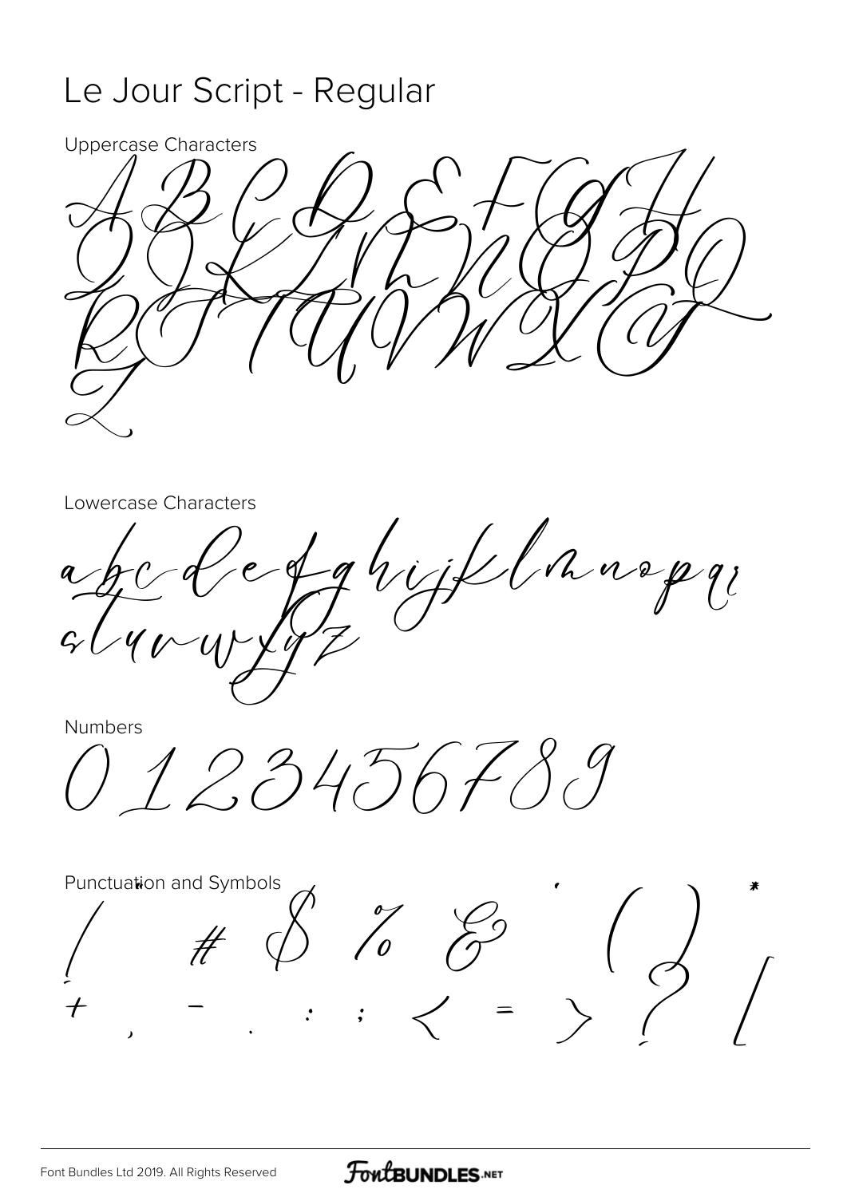# Le Jour Script - Regular

Uppercase Characters

A B C D E F G H I J K L M N O P Q R S T U V W X Y Z

Lowercase Characters

a b c d e f g h i j k l m n o p q r s t u v w x y z

Numbers

0 1 2 3 4 5 6 7 8 9

Punctuation and Symbols

! " # $ % & ' ( ) * + , - . / : ; < = > ? [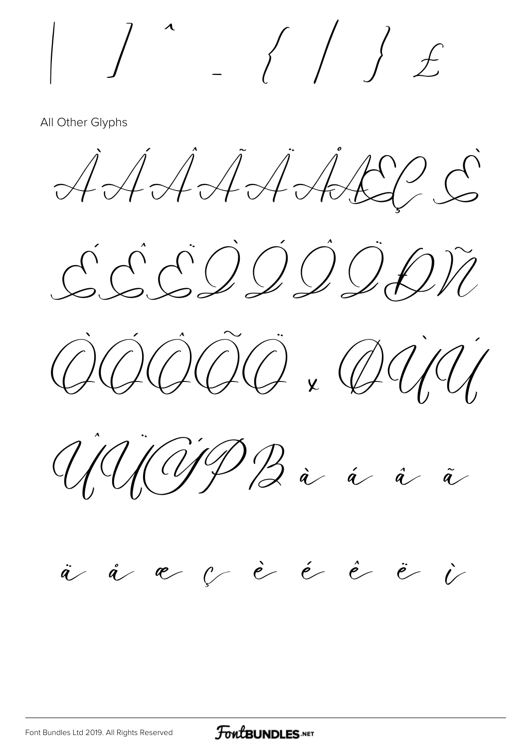| ] ^ _ { / } £

All Other Glyphs

À Á Â Ã Ä Å Æ Ç È

É Ê Ë Ì Í Î Ï Ð Ñ

Ò Ó Ô Õ Ö × Ø Ù Ú

Û Ü Ý Þ ß à á â ã

ä å æ ç è é ê ë ì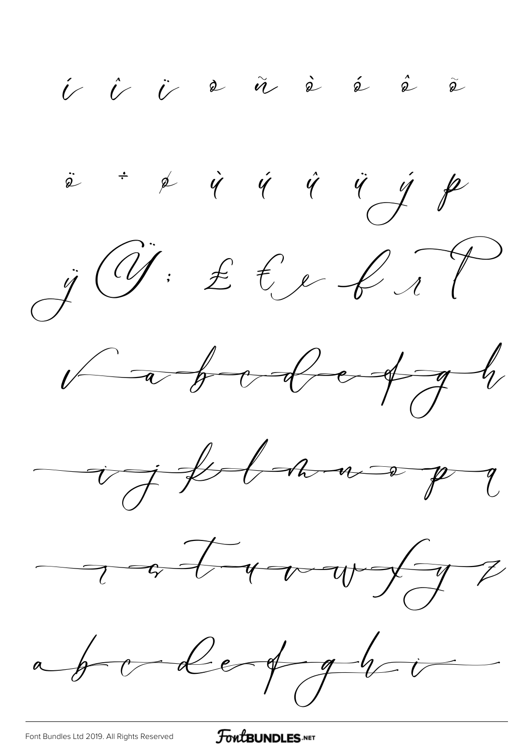í î ï ð ñ ò ó ô õ

ö ÷ ø ù ú û ü ý þ

ÿ Ÿ ; £ € fi fl

√ a b c d e f g h

i j k l m n o p q

r s t u v w x y z

a b c d e f g h i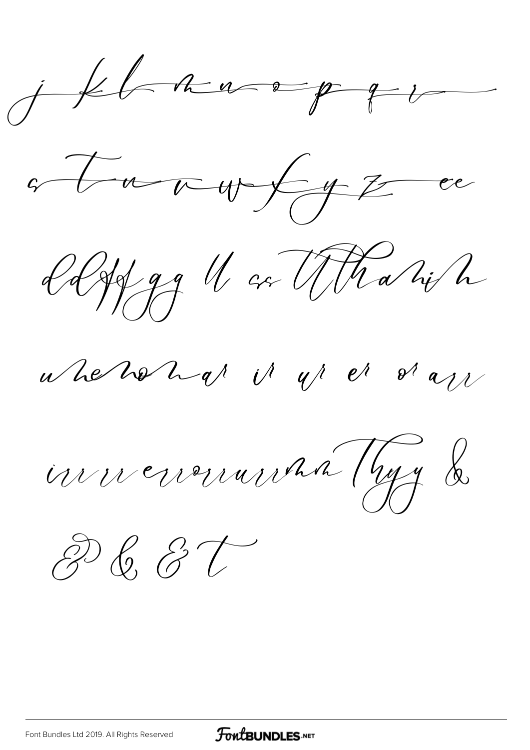j k l m n o p q r

s t u v w x y z ee

dd ff gg ll ss Th Th a h i h

wh e o h ar ir ur er or arr

irr rr err orr urr mm Thy y &

& & & T